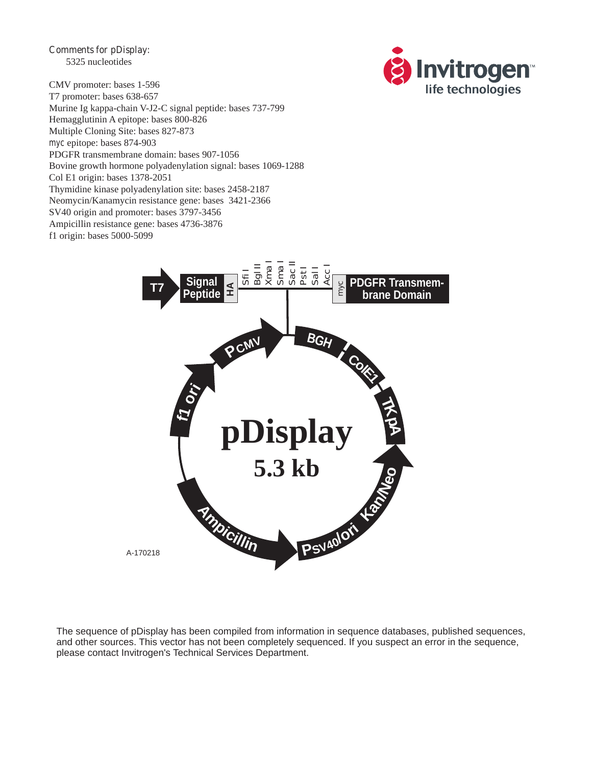*Comments for pDisplay:*
5325 nucleotides

CMV promoter: bases 1-596
T7 promoter: bases 638-657
Murine Ig kappa-chain V-J2-C signal peptide: bases 737-799
Hemagglutinin A epitope: bases 800-826
Multiple Cloning Site: bases 827-873
*myc* epitope: bases 874-903
PDGFR transmembrane domain: bases 907-1056
Bovine growth hormone polyadenylation signal: bases 1069-1288
Col E1 origin: bases 1378-2051
Thymidine kinase polyadenylation site: bases 2458-2187
Neomycin/Kanamycin resistance gene: bases 3421-2366
SV40 origin and promoter: bases 3797-3456
Ampicillin resistance gene: bases 4736-3876
f1 origin: bases 5000-5099

T7 | Signal Peptide | HA | Sfi I | Bgl II | Xma I | Sma I | Sac II | Pst I | Sal I | Acc I | myc | PDGFR Transmembrane Domain

PCMV | BGH | ColE1 | TKpA | Kan/Neo | PSV40/ori | Ampicillin | f1 ori

**pDisplay**
**5.3 kb**

A-170218

The sequence of pDisplay has been compiled from information in sequence databases, published sequences, and other sources. This vector has not been completely sequenced. If you suspect an error in the sequence, please contact Invitrogen's Technical Services Department.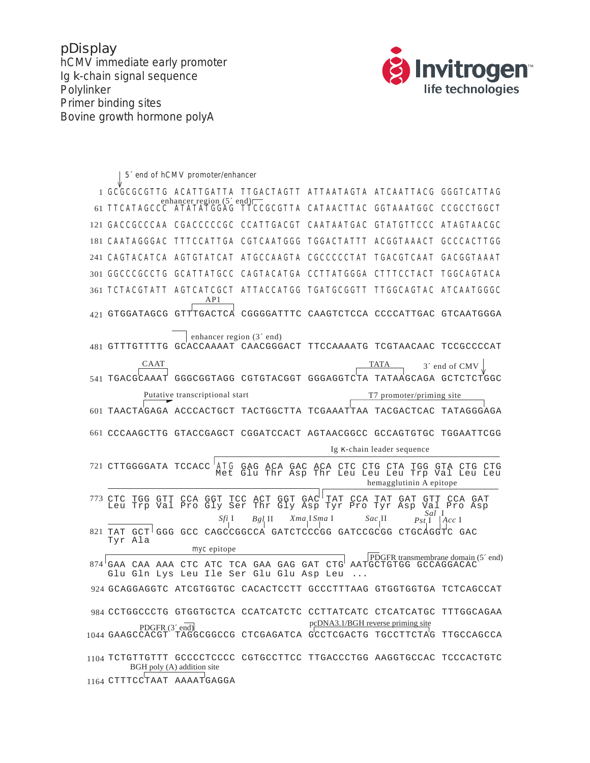# pDisplay

hCMV immediate early promoter
Ig κ-chain signal sequence
Polylinker
Primer binding sites
Bovine growth hormone polyA

Invitrogen life technologies

```
     ↓ 5´ end of hCMV promoter/enhancer
   1 GCGCGCGTTG ACATTGATTA TTGACTAGTT ATTAATAGTA ATCAATTACG GGGTCATTAG
            enhancer region (5´ end)
  61 TTCATAGCCC ATATATGGAG TTCCGCGTTA CATAACTTAC GGTAAATGGC CCGCCTGGCT

 121 GACCGCCCAA CGACCCCCGC CCATTGACGT CAATAATGAC GTATGTTCCC ATAGTAACGC

 181 CAATAGGGAC TTTCCATTGA CGTCAATGGG TGGACTATTT ACGGTAAACT GCCCACTTGG

 241 CAGTACATCA AGTGTATCAT ATGCCAAGTA CGCCCCCTAT TGACGTCAAT GACGGTAAAT

 301 GGCCCGCCTG GCATTATGCC CAGTACATGA CCTTATGGGA CTTTCCTACT TGGCAGTACA

 361 TCTACGTATT AGTCATCGCT ATTACCATGG TGATGCGGTT TTGGCAGTAC ATCAATGGGC
                 AP1
 421 GTGGATAGCG GTTTGACTCA CGGGGATTTC CAAGTCTCCA CCCCATTGAC GTCAATGGGA

                  enhancer region (3´ end)
 481 GTTTGTTTTG GCACCAAAAT CAACGGGACT TTCCAAAATG TCGTAACAAC TCCGCCCCAT

        CAAT                                TATA          3´ end of CMV ↓
 541 TGACGCAAAT GGGCGGTAGG CGTGTACGGT GGGAGGTCTA TATAAGCAGA GCTCTCTGGC

        Putative transcriptional start        T7 promoter/priming site
 601 TAACTAGAGA ACCCACTGCT TACTGGCTTA TCGAAATTAA TACGACTCAC TATAGGGAGA

 661 CCCAAGCTTG GTACCGAGCT CGGATCCACT AGTAACGGCC GCCAGTGTGC TGGAATTCGG

                                        Ig κ-chain leader sequence
 721 CTTGGGGATA TCCACC ATG GAG ACA GAC ACA CTC CTG CTA TGG GTA CTG CTG
                       Met Glu Thr Asp Thr Leu Leu Leu Trp Val Leu Leu
                                              hemagglutinin A epitope
 773 CTC TGG GTT CCA GGT TCC ACT GGT GAC TAT CCA TAT GAT GTT CCA GAT
     Leu Trp Val Pro Gly Ser Thr Gly Asp Tyr Pro Tyr Asp Val Pro Asp
                                                                  Sal I
                          Sfi I   Bgl II  Xma I Sma I   Sac II   Pst I  Acc I
 821 TAT GCT GGG GCC CAGCCGGCCA GATCTCCCGG GATCCGCGG CTGCAGGTC GAC
     Tyr Ala
                 myc epitope                       PDGFR transmembrane domain (5´ end)
 874 GAA CAA AAA CTC ATC TCA GAA GAG GAT CTG AATGCTGTGG GCCAGGACAC
     Glu Gln Lys Leu Ile Ser Glu Glu Asp Leu ...

 924 GCAGGAGGTC ATCGTGGTGC CACACTCCTT GCCCTTTAAG GTGGTGGTGA TCTCAGCCAT

 984 CCTGGCCCTG GTGGTGCTCA CCATCATCTC CCTTATCATC CTCATCATGC TTTGGCAGAA
         PDGFR (3´ end)                   pcDNA3.1/BGH reverse priming site
1044 GAAGCCACGT TAGGCGGCCG CTCGAGATCA GCCTCGACTG TGCCTTCTAG TTGCCAGCCA

1104 TCTGTTGTTT GCCCCTCCCC CGTGCCTTCC TTGACCCTGG AAGGTGCCAC TCCCACTGTC
        BGH poly (A) addition site
1164 CTTTCCTAAT AAAATGAGGA
```